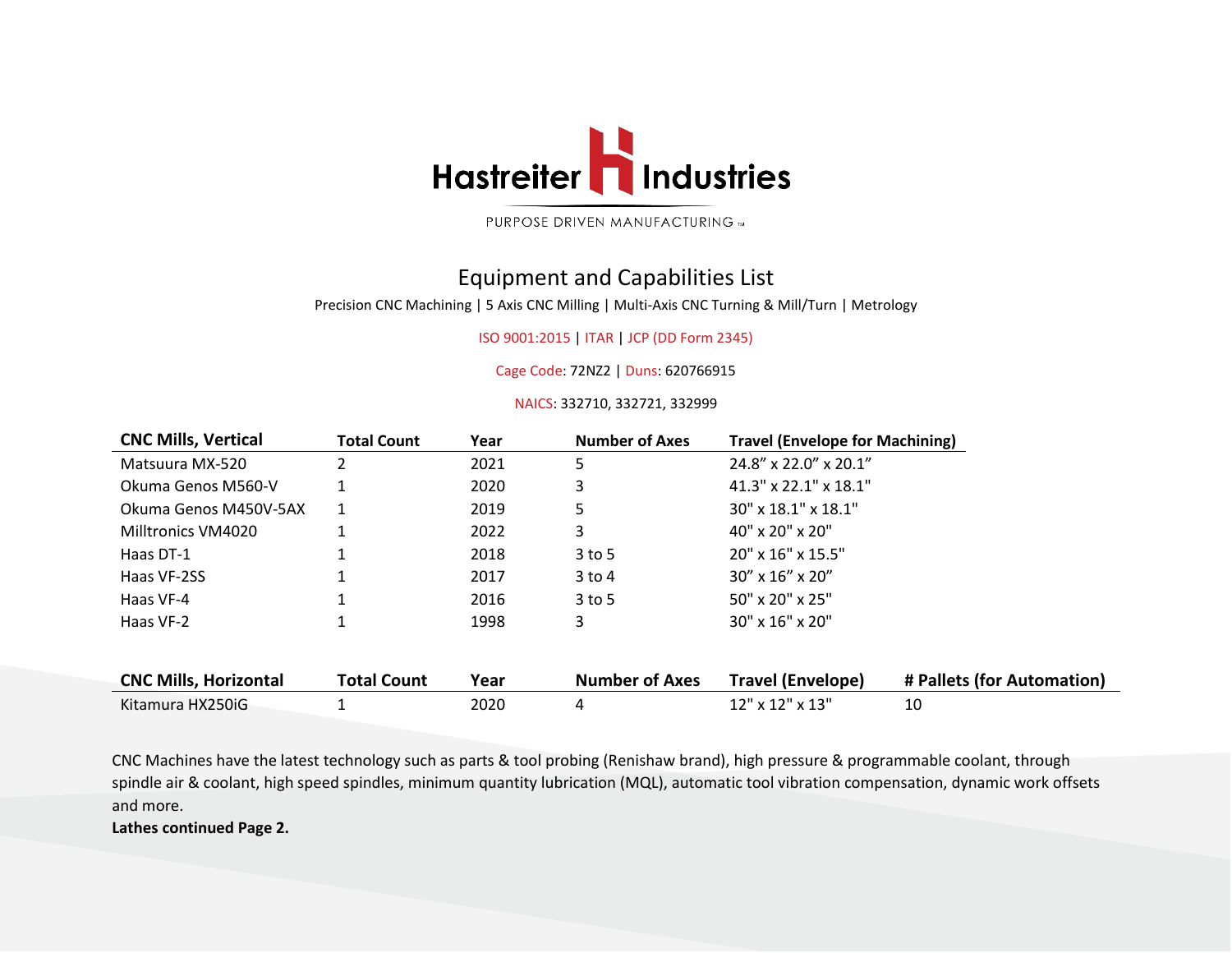# Hastreiter Industries

PURPOSE DRIVEN MANUFACTURING ™

## Equipment and Capabilities List

Precision CNC Machining | 5 Axis CNC Milling | Multi-Axis CNC Turning & Mill/Turn | Metrology

ISO 9001:2015 | ITAR | JCP (DD Form 2345)

Cage Code: 72NZ2 | Duns: 620766915

NAICS: 332710, 332721, 332999

| CNC Mills, Vertical | Total Count | Year | Number of Axes | Travel (Envelope for Machining) |
|---|---|---|---|---|
| Matsuura MX-520 | 2 | 2021 | 5 | 24.8” x 22.0” x 20.1” |
| Okuma Genos M560-V | 1 | 2020 | 3 | 41.3" x 22.1" x 18.1" |
| Okuma Genos M450V-5AX | 1 | 2019 | 5 | 30" x 18.1" x 18.1" |
| Milltronics VM4020 | 1 | 2022 | 3 | 40" x 20" x 20" |
| Haas DT-1 | 1 | 2018 | 3 to 5 | 20" x 16" x 15.5" |
| Haas VF-2SS | 1 | 2017 | 3 to 4 | 30” x 16” x 20” |
| Haas VF-4 | 1 | 2016 | 3 to 5 | 50" x 20" x 25" |
| Haas VF-2 | 1 | 1998 | 3 | 30" x 16" x 20" |

| CNC Mills, Horizontal | Total Count | Year | Number of Axes | Travel (Envelope) | # Pallets (for Automation) |
|---|---|---|---|---|---|
| Kitamura HX250iG | 1 | 2020 | 4 | 12" x 12" x 13" | 10 |

CNC Machines have the latest technology such as parts & tool probing (Renishaw brand), high pressure & programmable coolant, through spindle air & coolant, high speed spindles, minimum quantity lubrication (MQL), automatic tool vibration compensation, dynamic work offsets and more.

**Lathes continued Page 2.**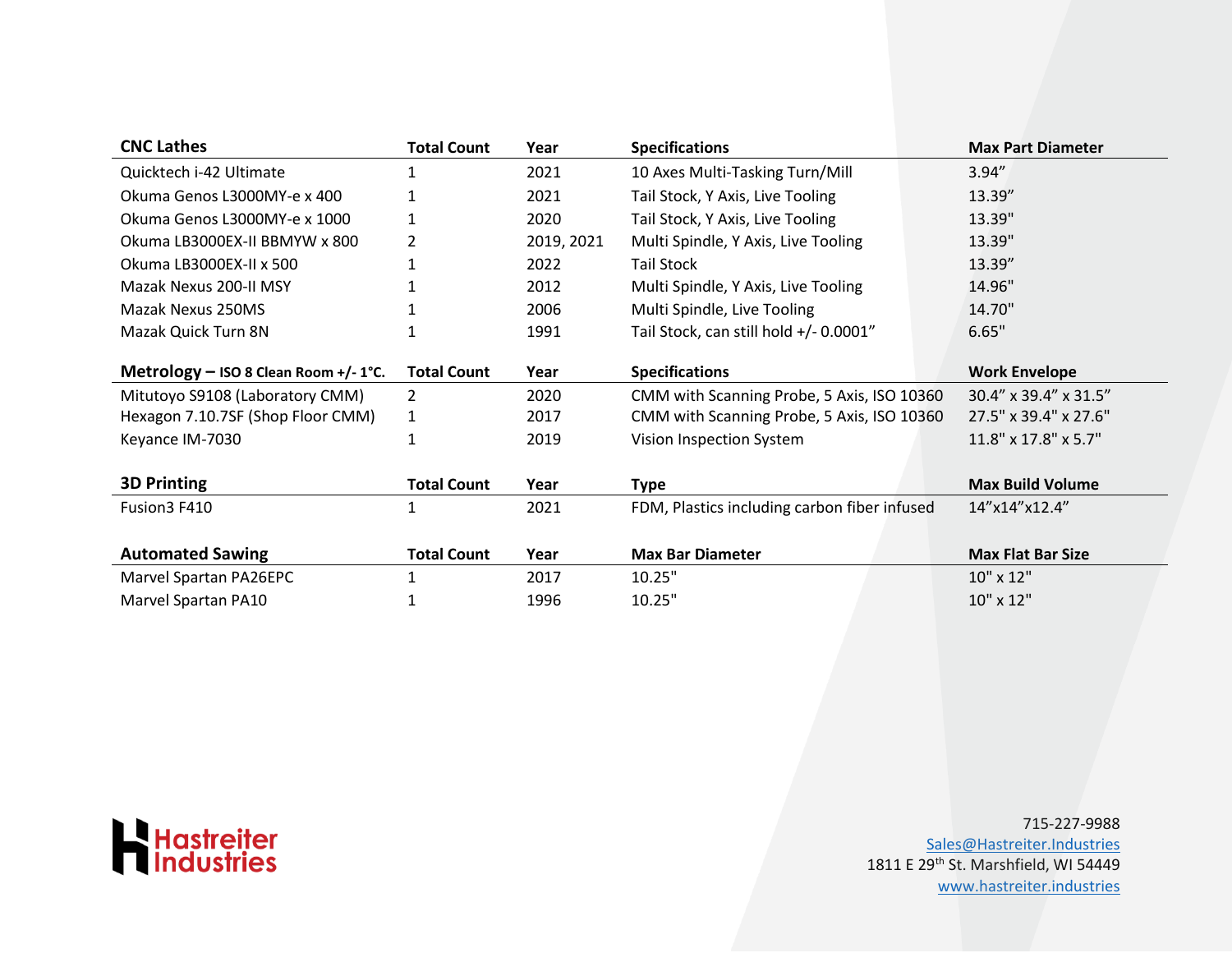| CNC Lathes | Total Count | Year | Specifications | Max Part Diameter |
|---|---|---|---|---|
| Quicktech i-42 Ultimate | 1 | 2021 | 10 Axes Multi-Tasking Turn/Mill | 3.94” |
| Okuma Genos L3000MY-e x 400 | 1 | 2021 | Tail Stock, Y Axis, Live Tooling | 13.39” |
| Okuma Genos L3000MY-e x 1000 | 1 | 2020 | Tail Stock, Y Axis, Live Tooling | 13.39" |
| Okuma LB3000EX-II BBMYW x 800 | 2 | 2019, 2021 | Multi Spindle, Y Axis, Live Tooling | 13.39" |
| Okuma LB3000EX-II x 500 | 1 | 2022 | Tail Stock | 13.39” |
| Mazak Nexus 200-II MSY | 1 | 2012 | Multi Spindle, Y Axis, Live Tooling | 14.96" |
| Mazak Nexus 250MS | 1 | 2006 | Multi Spindle, Live Tooling | 14.70" |
| Mazak Quick Turn 8N | 1 | 1991 | Tail Stock, can still hold +/- 0.0001” | 6.65" |

| Metrology – ISO 8 Clean Room +/- 1°C. | Total Count | Year | Specifications | Work Envelope |
|---|---|---|---|---|
| Mitutoyo S9108 (Laboratory CMM) | 2 | 2020 | CMM with Scanning Probe, 5 Axis, ISO 10360 | 30.4” x 39.4” x 31.5” |
| Hexagon 7.10.7SF (Shop Floor CMM) | 1 | 2017 | CMM with Scanning Probe, 5 Axis, ISO 10360 | 27.5" x 39.4" x 27.6" |
| Keyance IM-7030 | 1 | 2019 | Vision Inspection System | 11.8" x 17.8" x 5.7" |

| 3D Printing | Total Count | Year | Type | Max Build Volume |
|---|---|---|---|---|
| Fusion3 F410 | 1 | 2021 | FDM, Plastics including carbon fiber infused | 14”x14”x12.4” |

| Automated Sawing | Total Count | Year | Max Bar Diameter | Max Flat Bar Size |
|---|---|---|---|---|
| Marvel Spartan PA26EPC | 1 | 2017 | 10.25" | 10" x 12" |
| Marvel Spartan PA10 | 1 | 1996 | 10.25" | 10" x 12" |

Hastreiter Industries

715-227-9988
Sales@Hastreiter.Industries
1811 E 29th St. Marshfield, WI 54449
www.hastreiter.industries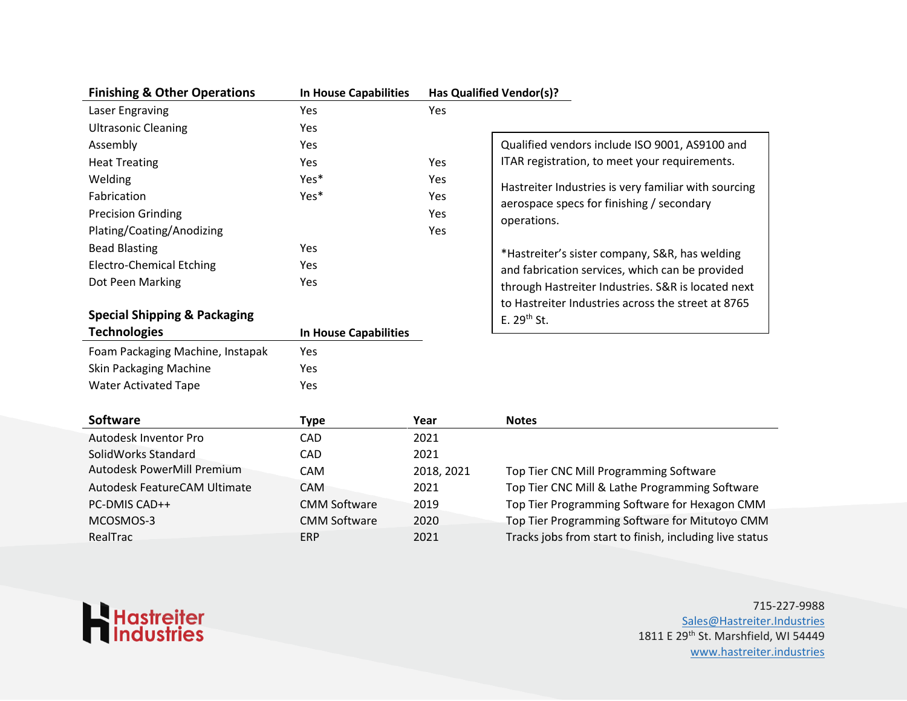| Finishing & Other Operations | In House Capabilities | Has Qualified Vendor(s)? |
| --- | --- | --- |
| Laser Engraving | Yes | Yes |
| Ultrasonic Cleaning | Yes | |
| Assembly | Yes | |
| Heat Treating | Yes | Yes |
| Welding | Yes* | Yes |
| Fabrication | Yes* | Yes |
| Precision Grinding | | Yes |
| Plating/Coating/Anodizing | | Yes |
| Bead Blasting | Yes | |
| Electro-Chemical Etching | Yes | |
| Dot Peen Marking | Yes | |

Qualified vendors include ISO 9001, AS9100 and ITAR registration, to meet your requirements.

Hastreiter Industries is very familiar with sourcing aerospace specs for finishing / secondary operations.

*Hastreiter's sister company, S&R, has welding and fabrication services, which can be provided through Hastreiter Industries. S&R is located next to Hastreiter Industries across the street at 8765 E. 29th St.

| Special Shipping & Packaging Technologies | In House Capabilities |
| --- | --- |
| Foam Packaging Machine, Instapak | Yes |
| Skin Packaging Machine | Yes |
| Water Activated Tape | Yes |

| Software | Type | Year | Notes |
| --- | --- | --- | --- |
| Autodesk Inventor Pro | CAD | 2021 | |
| SolidWorks Standard | CAD | 2021 | |
| Autodesk PowerMill Premium | CAM | 2018, 2021 | Top Tier CNC Mill Programming Software |
| Autodesk FeatureCAM Ultimate | CAM | 2021 | Top Tier CNC Mill & Lathe Programming Software |
| PC-DMIS CAD++ | CMM Software | 2019 | Top Tier Programming Software for Hexagon CMM |
| MCOSMOS-3 | CMM Software | 2020 | Top Tier Programming Software for Mitutoyo CMM |
| RealTrac | ERP | 2021 | Tracks jobs from start to finish, including live status |

Hastreiter Industries

715-227-9988
Sales@Hastreiter.Industries
1811 E 29th St. Marshfield, WI 54449
www.hastreiter.industries